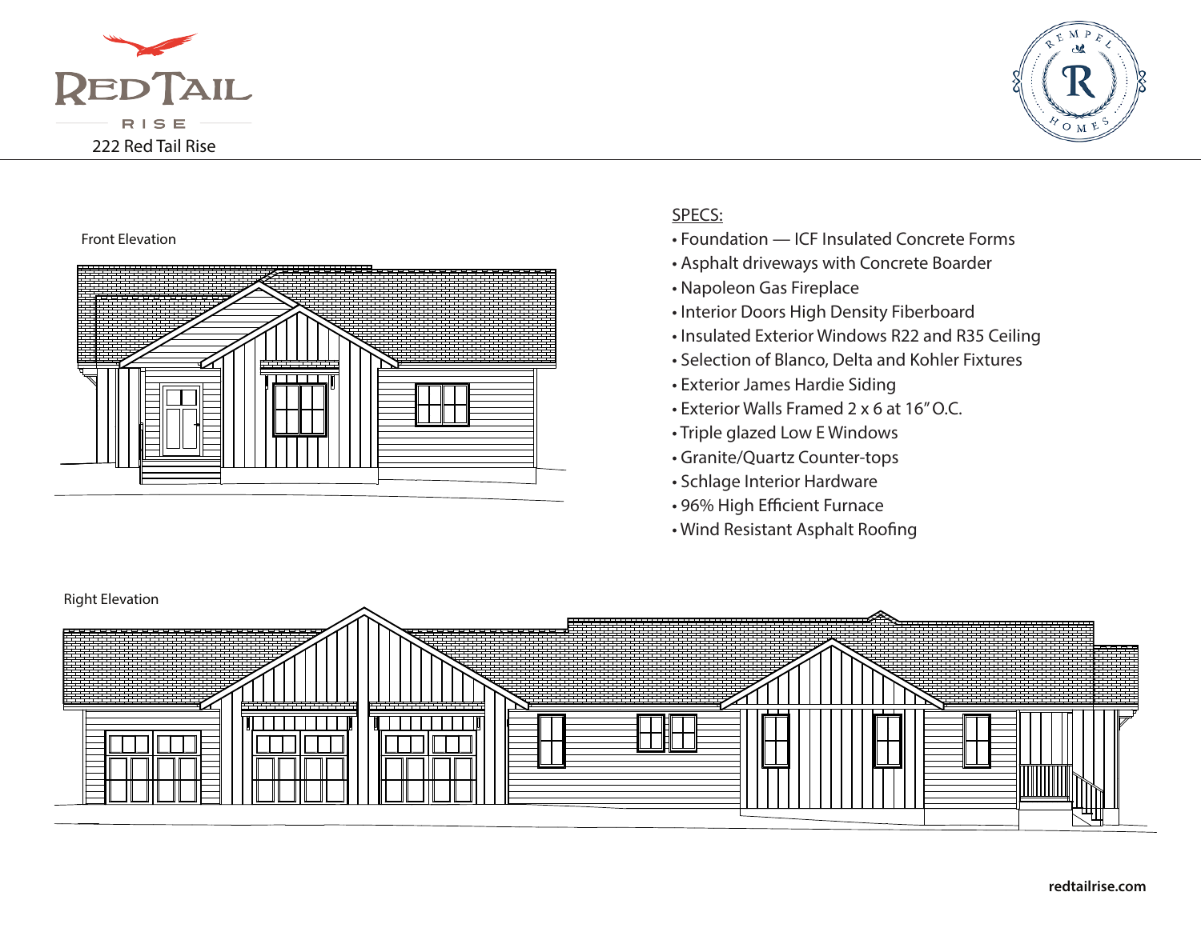RedTail Rise

222 Red Tail Rise

Rempel Homes

Front Elevation

SPECS:

- Foundation — ICF Insulated Concrete Forms
- Asphalt driveways with Concrete Boarder
- Napoleon Gas Fireplace
- Interior Doors High Density Fiberboard
- Insulated Exterior Windows R22 and R35 Ceiling
- Selection of Blanco, Delta and Kohler Fixtures
- Exterior James Hardie Siding
- Exterior Walls Framed 2 x 6 at 16" O.C.
- Triple glazed Low E Windows
- Granite/Quartz Counter-tops
- Schlage Interior Hardware
- 96% High Efficient Furnace
- Wind Resistant Asphalt Roofing

Right Elevation

redtailrise.com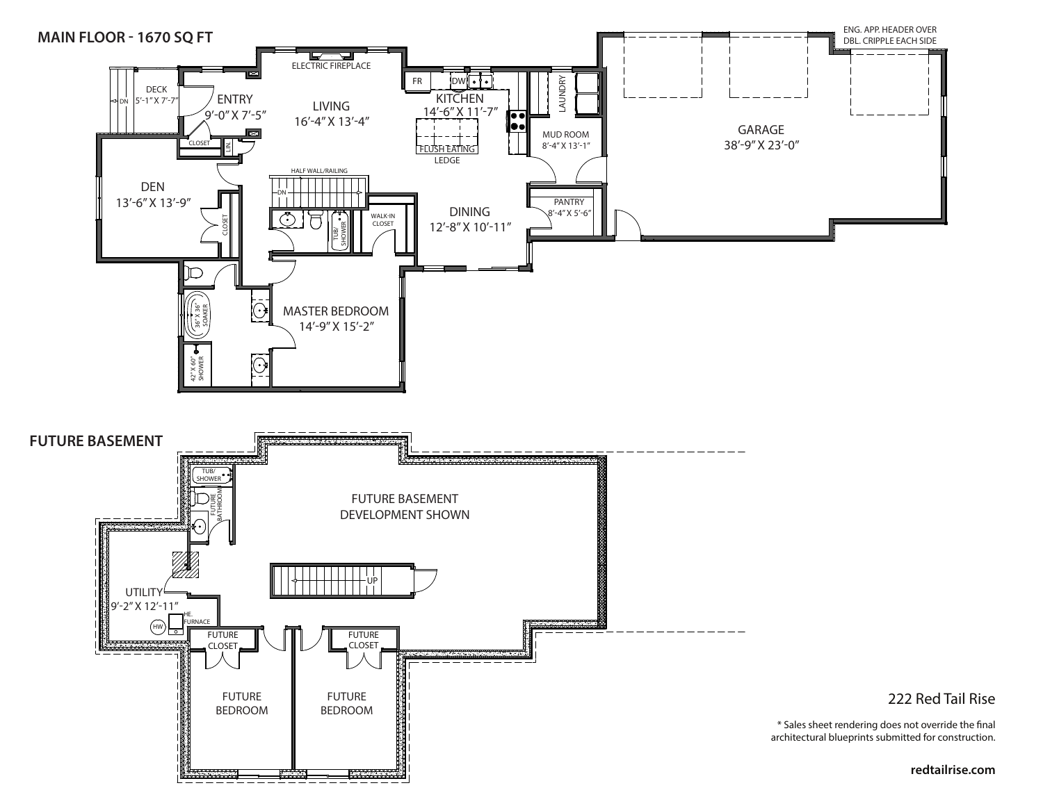## MAIN FLOOR - 1670 SQ FT

ELECTRIC FIREPLACE

DECK
5'-1" X 7'-7"

DN

ENTRY
9'-0" X 7'-5"

CLOSET

LIN

LIVING
16'-4" X 13'-4"

FR

DW

KITCHEN
14'-6" X 11'-7"

FLUSH EATING LEDGE

LAUNDRY

MUD ROOM
8'-4" X 13'-1"

ENG. APP. HEADER OVER DBL. CRIPPLE EACH SIDE

GARAGE
38'-9" X 23'-0"

DEN
13'-6" X 13'-9"

CLOSET

HALF WALL/RAILING

DN

TUB/ SHOWER

WALK-IN CLOSET

DINING
12'-8" X 10'-11"

PANTRY
8'-4" X 5'-6"

36" X 36" SOAKER

42" X 60" SHOWER

MASTER BEDROOM
14'-9" X 15'-2"

## FUTURE BASEMENT

TUB/ SHOWER

FUTURE BATHROOM

FUTURE BASEMENT DEVELOPMENT SHOWN

UP

UTILITY
9'-2" X 12'-11"

HW

HE. FURNACE

FUTURE CLOSET

FUTURE CLOSET

FUTURE BEDROOM

FUTURE BEDROOM

222 Red Tail Rise

* Sales sheet rendering does not override the final architectural blueprints submitted for construction.

**redtailrise.com**